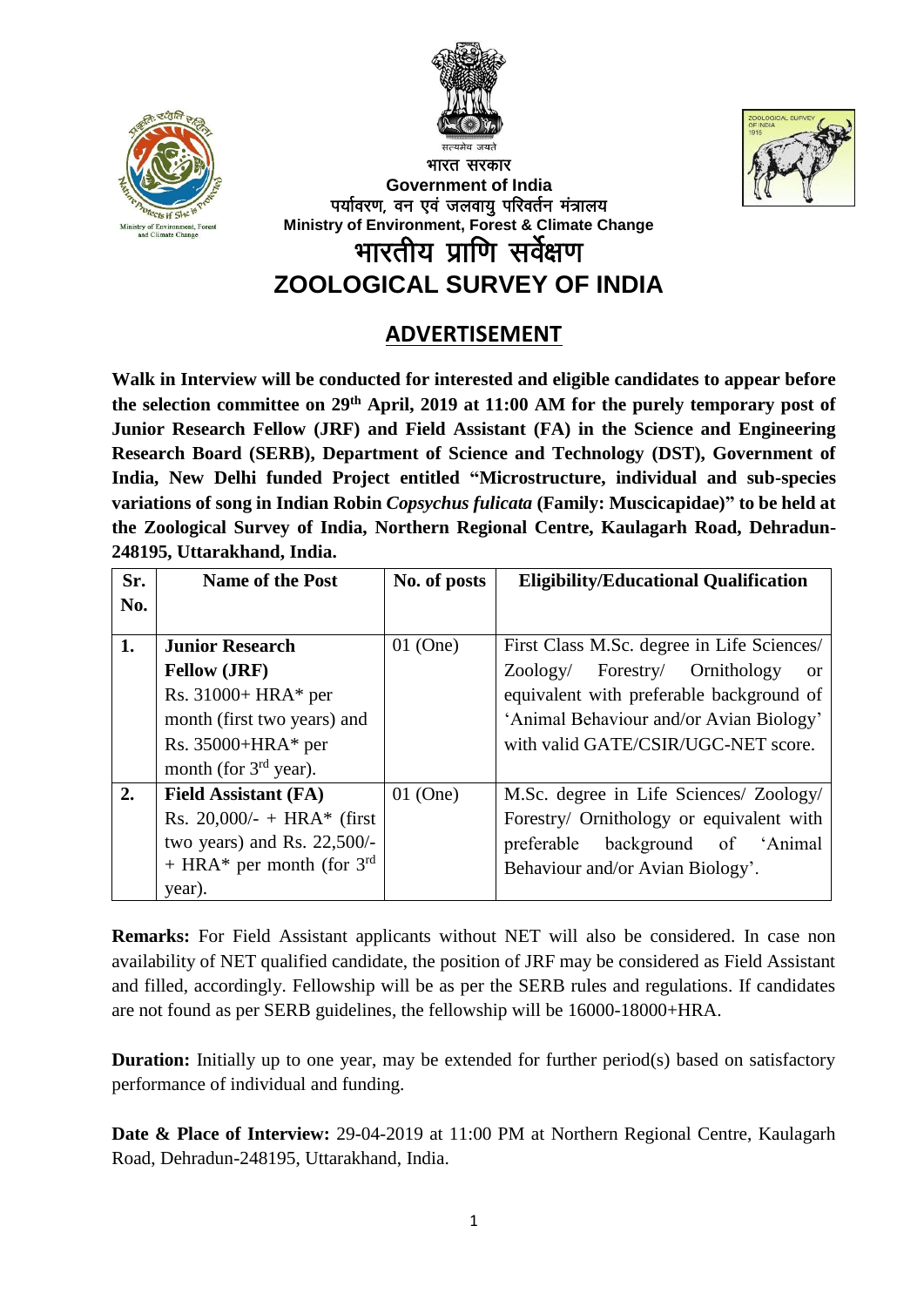भारत सरकार

**Government of India**

पर्यावरण, वन एवं जलवायु परिवर्तन मंत्रालय

**Ministry of Environment, Forest & Climate Change**

# भारतीय प्राणि सर्वेक्षण

# ZOOLOGICAL SURVEY OF INDIA

## ADVERTISEMENT

**Walk in Interview will be conducted for interested and eligible candidates to appear before the selection committee on 29th April, 2019 at 11:00 AM for the purely temporary post of Junior Research Fellow (JRF) and Field Assistant (FA) in the Science and Engineering Research Board (SERB), Department of Science and Technology (DST), Government of India, New Delhi funded Project entitled "Microstructure, individual and sub-species variations of song in Indian Robin *Copsychus fulicata* (Family: Muscicapidae)" to be held at the Zoological Survey of India, Northern Regional Centre, Kaulagarh Road, Dehradun-248195, Uttarakhand, India.**

| Sr. No. | Name of the Post | No. of posts | Eligibility/Educational Qualification |
|---|---|---|---|
| **1.** | **Junior Research Fellow (JRF)** Rs. 31000+ HRA* per month (first two years) and Rs. 35000+HRA* per month (for 3rd year). | 01 (One) | First Class M.Sc. degree in Life Sciences/ Zoology/ Forestry/ Ornithology or equivalent with preferable background of 'Animal Behaviour and/or Avian Biology' with valid GATE/CSIR/UGC-NET score. |
| **2.** | **Field Assistant (FA)** Rs. 20,000/- + HRA* (first two years) and Rs. 22,500/- + HRA* per month (for 3rd year). | 01 (One) | M.Sc. degree in Life Sciences/ Zoology/ Forestry/ Ornithology or equivalent with preferable background of 'Animal Behaviour and/or Avian Biology'. |

**Remarks:** For Field Assistant applicants without NET will also be considered. In case non availability of NET qualified candidate, the position of JRF may be considered as Field Assistant and filled, accordingly. Fellowship will be as per the SERB rules and regulations. If candidates are not found as per SERB guidelines, the fellowship will be 16000-18000+HRA.

**Duration:** Initially up to one year, may be extended for further period(s) based on satisfactory performance of individual and funding.

**Date & Place of Interview:** 29-04-2019 at 11:00 PM at Northern Regional Centre, Kaulagarh Road, Dehradun-248195, Uttarakhand, India.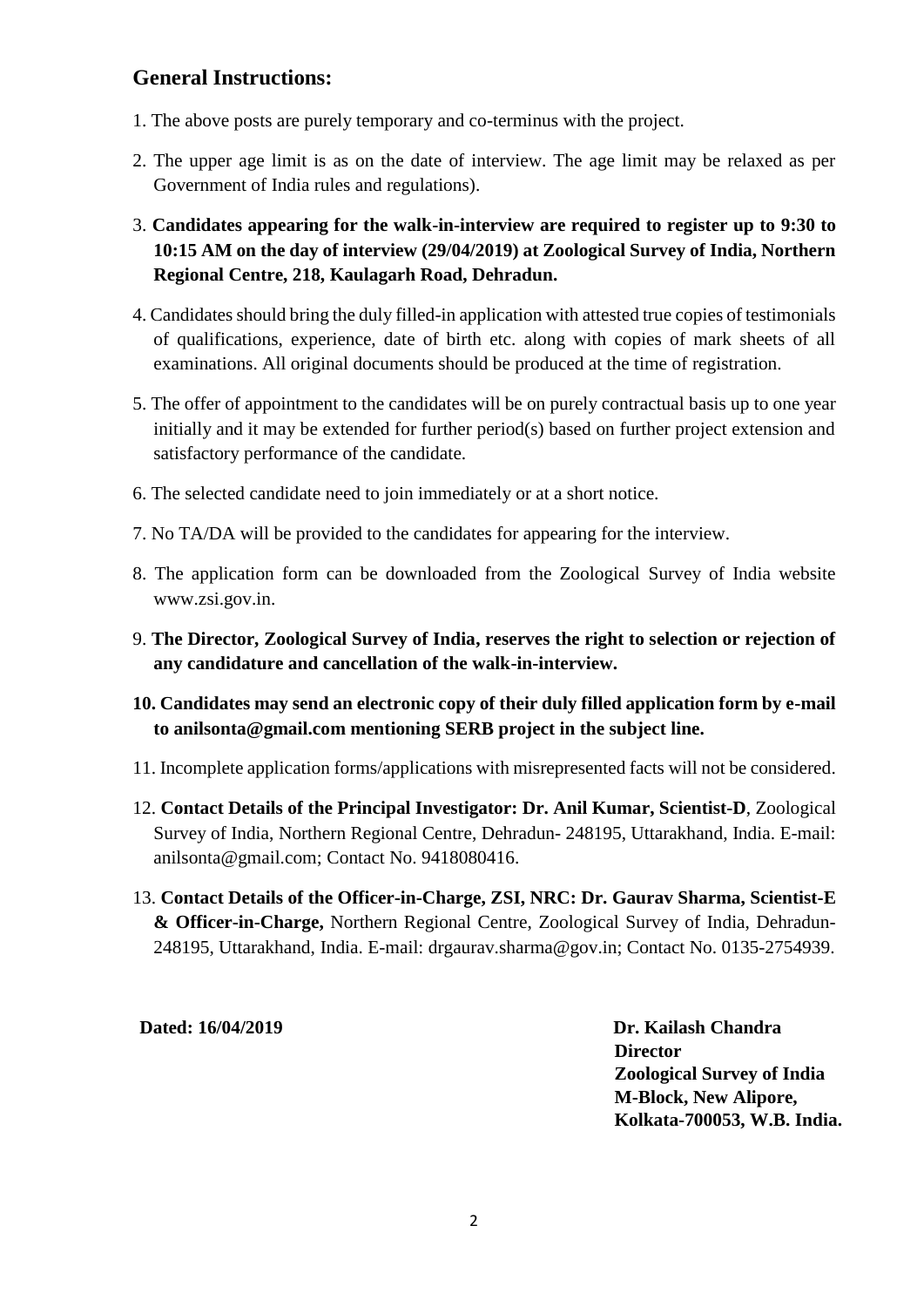## General Instructions:

1. The above posts are purely temporary and co-terminus with the project.
2. The upper age limit is as on the date of interview. The age limit may be relaxed as per Government of India rules and regulations).
3. **Candidates appearing for the walk-in-interview are required to register up to 9:30 to 10:15 AM on the day of interview (29/04/2019) at Zoological Survey of India, Northern Regional Centre, 218, Kaulagarh Road, Dehradun.**
4. Candidates should bring the duly filled-in application with attested true copies of testimonials of qualifications, experience, date of birth etc. along with copies of mark sheets of all examinations. All original documents should be produced at the time of registration.
5. The offer of appointment to the candidates will be on purely contractual basis up to one year initially and it may be extended for further period(s) based on further project extension and satisfactory performance of the candidate.
6. The selected candidate need to join immediately or at a short notice.
7. No TA/DA will be provided to the candidates for appearing for the interview.
8. The application form can be downloaded from the Zoological Survey of India website www.zsi.gov.in.
9. **The Director, Zoological Survey of India, reserves the right to selection or rejection of any candidature and cancellation of the walk-in-interview.**
10. **Candidates may send an electronic copy of their duly filled application form by e-mail to anilsonta@gmail.com mentioning SERB project in the subject line.**
11. Incomplete application forms/applications with misrepresented facts will not be considered.
12. **Contact Details of the Principal Investigator: Dr. Anil Kumar, Scientist-D**, Zoological Survey of India, Northern Regional Centre, Dehradun- 248195, Uttarakhand, India. E-mail: anilsonta@gmail.com; Contact No. 9418080416.
13. **Contact Details of the Officer-in-Charge, ZSI, NRC: Dr. Gaurav Sharma, Scientist-E & Officer-in-Charge,** Northern Regional Centre, Zoological Survey of India, Dehradun-248195, Uttarakhand, India. E-mail: drgaurav.sharma@gov.in; Contact No. 0135-2754939.

**Dated: 16/04/2019**

**Dr. Kailash Chandra**
**Director**
**Zoological Survey of India**
**M-Block, New Alipore,**
**Kolkata-700053, W.B. India.**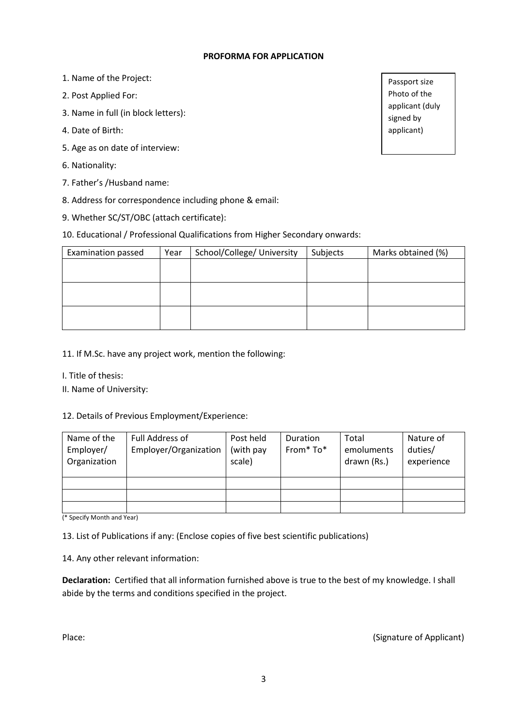**PROFORMA FOR APPLICATION**

Passport size Photo of the applicant (duly signed by applicant)

1. Name of the Project:
2. Post Applied For:
3. Name in full (in block letters):
4. Date of Birth:
5. Age as on date of interview:
6. Nationality:
7. Father's /Husband name:
8. Address for correspondence including phone & email:
9. Whether SC/ST/OBC (attach certificate):
10. Educational / Professional Qualifications from Higher Secondary onwards:

| Examination passed | Year | School/College/ University | Subjects | Marks obtained (%) |
|---|---|---|---|---|
| | | | | |
| | | | | |
| | | | | |

11. If M.Sc. have any project work, mention the following:

I. Title of thesis:

II. Name of University:

12. Details of Previous Employment/Experience:

| Name of the Employer/ Organization | Full Address of Employer/Organization | Post held (with pay scale) | Duration From* To* | Total emoluments drawn (Rs.) | Nature of duties/ experience |
|---|---|---|---|---|---|
| | | | | | |
| | | | | | |
| | | | | | |

(* Specify Month and Year)

13. List of Publications if any: (Enclose copies of five best scientific publications)

14. Any other relevant information:

**Declaration:** Certified that all information furnished above is true to the best of my knowledge. I shall abide by the terms and conditions specified in the project.

Place:

(Signature of Applicant)